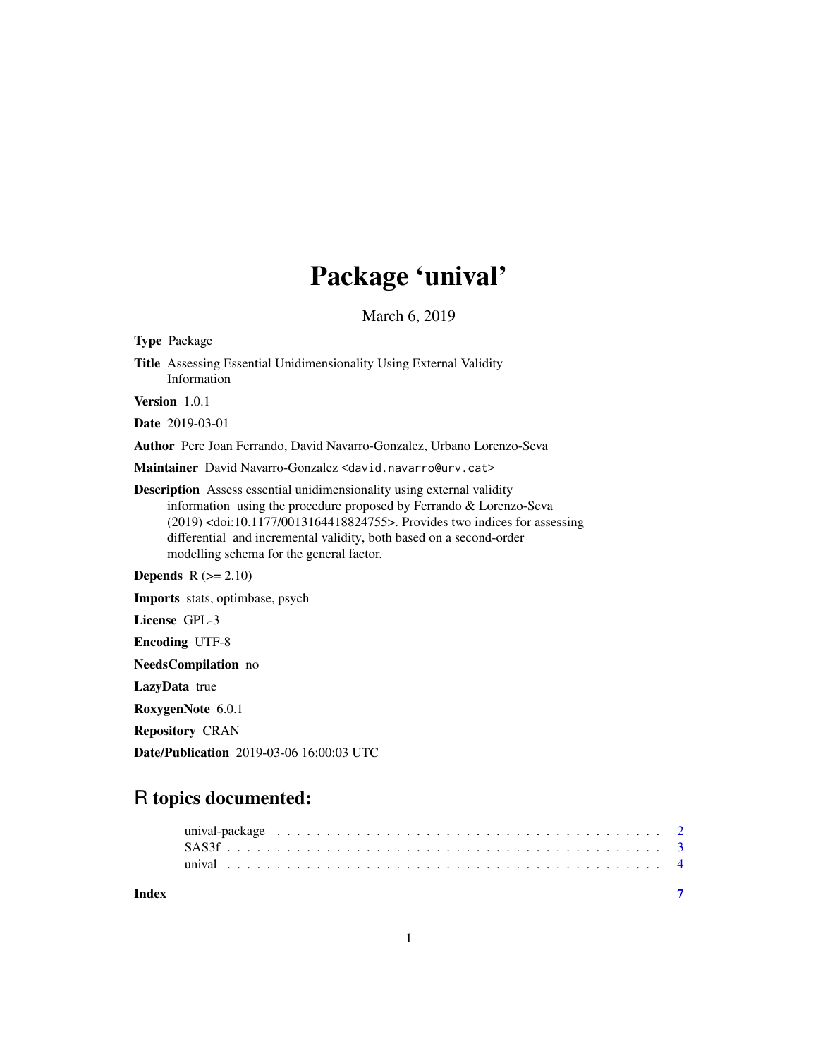# Package 'unival'

March 6, 2019

**Type** Package

**Title** Assessing Essential Unidimensionality Using External Validity Information

**Version** 1.0.1

**Date** 2019-03-01

**Author** Pere Joan Ferrando, David Navarro-Gonzalez, Urbano Lorenzo-Seva

**Maintainer** David Navarro-Gonzalez <david.navarro@urv.cat>

**Description** Assess essential unidimensionality using external validity information using the procedure proposed by Ferrando & Lorenzo-Seva (2019) <doi:10.1177/0013164418824755>. Provides two indices for assessing differential and incremental validity, both based on a second-order modelling schema for the general factor.

**Depends** R (>= 2.10)

**Imports** stats, optimbase, psych

**License** GPL-3

**Encoding** UTF-8

**NeedsCompilation** no

**LazyData** true

**RoxygenNote** 6.0.1

**Repository** CRAN

**Date/Publication** 2019-03-06 16:00:03 UTC

## R topics documented:

| | |
|---|---|
| unival-package | 2 |
| SAS3f | 3 |
| unival | 4 |
| **Index** | **7** |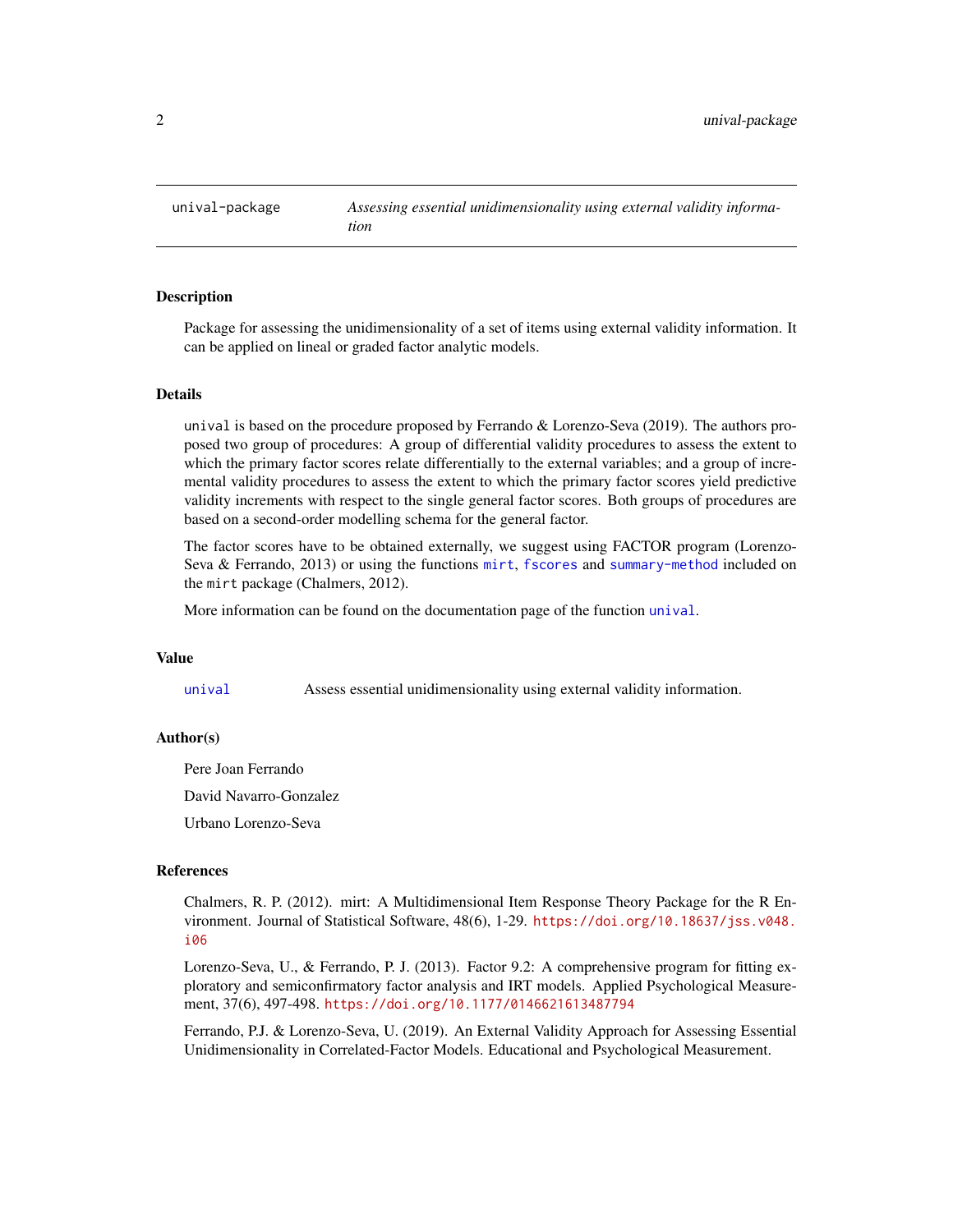| unival-package | *Assessing essential unidimensionality using external validity information* |
| --- | --- |

## Description

Package for assessing the unidimensionality of a set of items using external validity information. It can be applied on lineal or graded factor analytic models.

## Details

`unival` is based on the procedure proposed by Ferrando & Lorenzo-Seva (2019). The authors proposed two group of procedures: A group of differential validity procedures to assess the extent to which the primary factor scores relate differentially to the external variables; and a group of incremental validity procedures to assess the extent to which the primary factor scores yield predictive validity increments with respect to the single general factor scores. Both groups of procedures are based on a second-order modelling schema for the general factor.

The factor scores have to be obtained externally, we suggest using FACTOR program (Lorenzo-Seva & Ferrando, 2013) or using the functions `mirt`, `fscores` and `summary-method` included on the `mirt` package (Chalmers, 2012).

More information can be found on the documentation page of the function `unival`.

## Value

`unival` Assess essential unidimensionality using external validity information.

## Author(s)

Pere Joan Ferrando

David Navarro-Gonzalez

Urbano Lorenzo-Seva

## References

Chalmers, R. P. (2012). mirt: A Multidimensional Item Response Theory Package for the R Environment. Journal of Statistical Software, 48(6), 1-29. https://doi.org/10.18637/jss.v048.i06

Lorenzo-Seva, U., & Ferrando, P. J. (2013). Factor 9.2: A comprehensive program for fitting exploratory and semiconfirmatory factor analysis and IRT models. Applied Psychological Measurement, 37(6), 497-498. https://doi.org/10.1177/0146621613487794

Ferrando, P.J. & Lorenzo-Seva, U. (2019). An External Validity Approach for Assessing Essential Unidimensionality in Correlated-Factor Models. Educational and Psychological Measurement.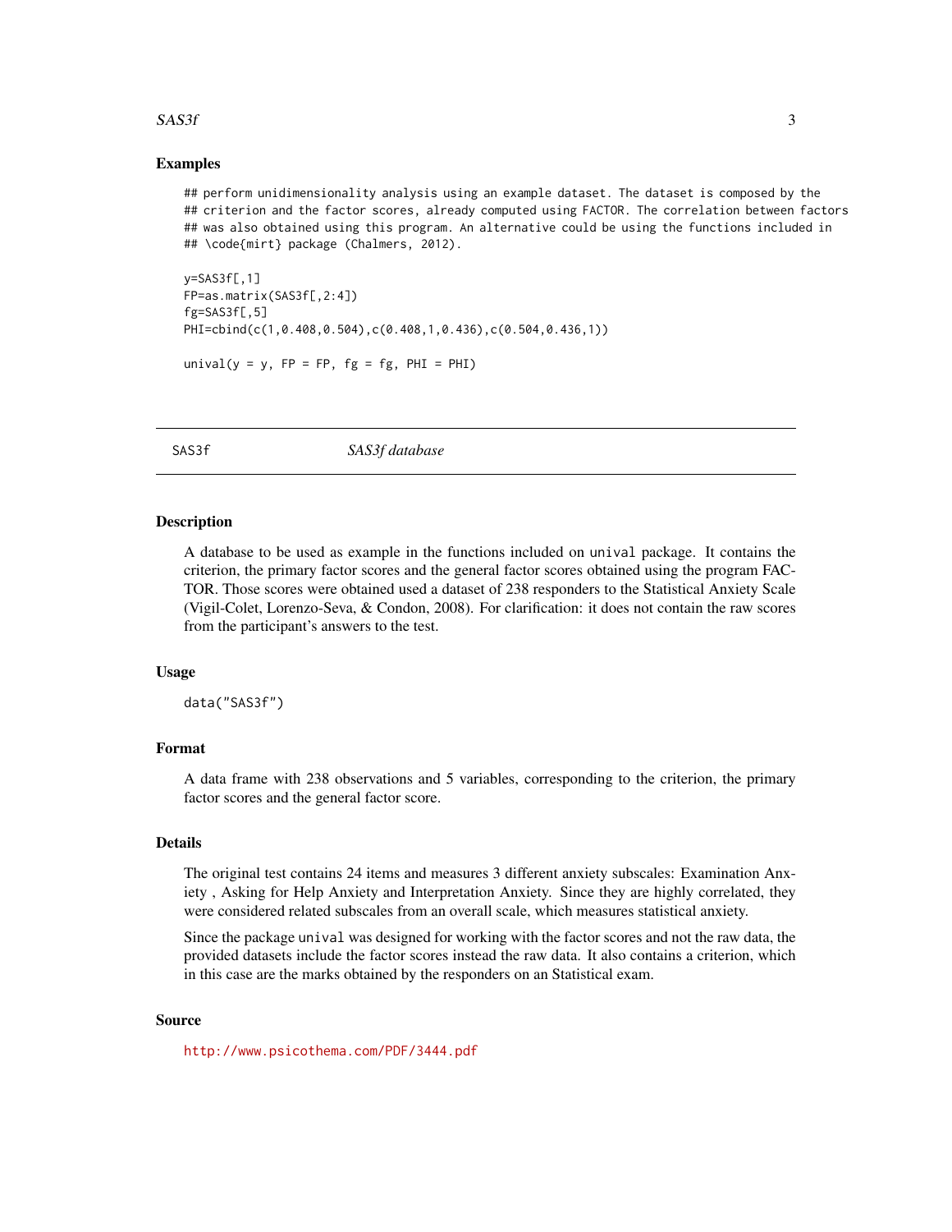### Examples

```
## perform unidimensionality analysis using an example dataset. The dataset is composed by the
## criterion and the factor scores, already computed using FACTOR. The correlation between factors
## was also obtained using this program. An alternative could be using the functions included in
## \code{mirt} package (Chalmers, 2012).

y=SAS3f[,1]
FP=as.matrix(SAS3f[,2:4])
fg=SAS3f[,5]
PHI=cbind(c(1,0.408,0.504),c(0.408,1,0.436),c(0.504,0.436,1))

unival(y = y, FP = FP, fg = fg, PHI = PHI)
```

---

## SAS3f — *SAS3f database*

---

### Description

A database to be used as example in the functions included on `unival` package. It contains the criterion, the primary factor scores and the general factor scores obtained using the program FACTOR. Those scores were obtained used a dataset of 238 responders to the Statistical Anxiety Scale (Vigil-Colet, Lorenzo-Seva, & Condon, 2008). For clarification: it does not contain the raw scores from the participant's answers to the test.

### Usage

```
data("SAS3f")
```

### Format

A data frame with 238 observations and 5 variables, corresponding to the criterion, the primary factor scores and the general factor score.

### Details

The original test contains 24 items and measures 3 different anxiety subscales: Examination Anxiety , Asking for Help Anxiety and Interpretation Anxiety. Since they are highly correlated, they were considered related subscales from an overall scale, which measures statistical anxiety.

Since the package `unival` was designed for working with the factor scores and not the raw data, the provided datasets include the factor scores instead the raw data. It also contains a criterion, which in this case are the marks obtained by the responders on an Statistical exam.

### Source

http://www.psicothema.com/PDF/3444.pdf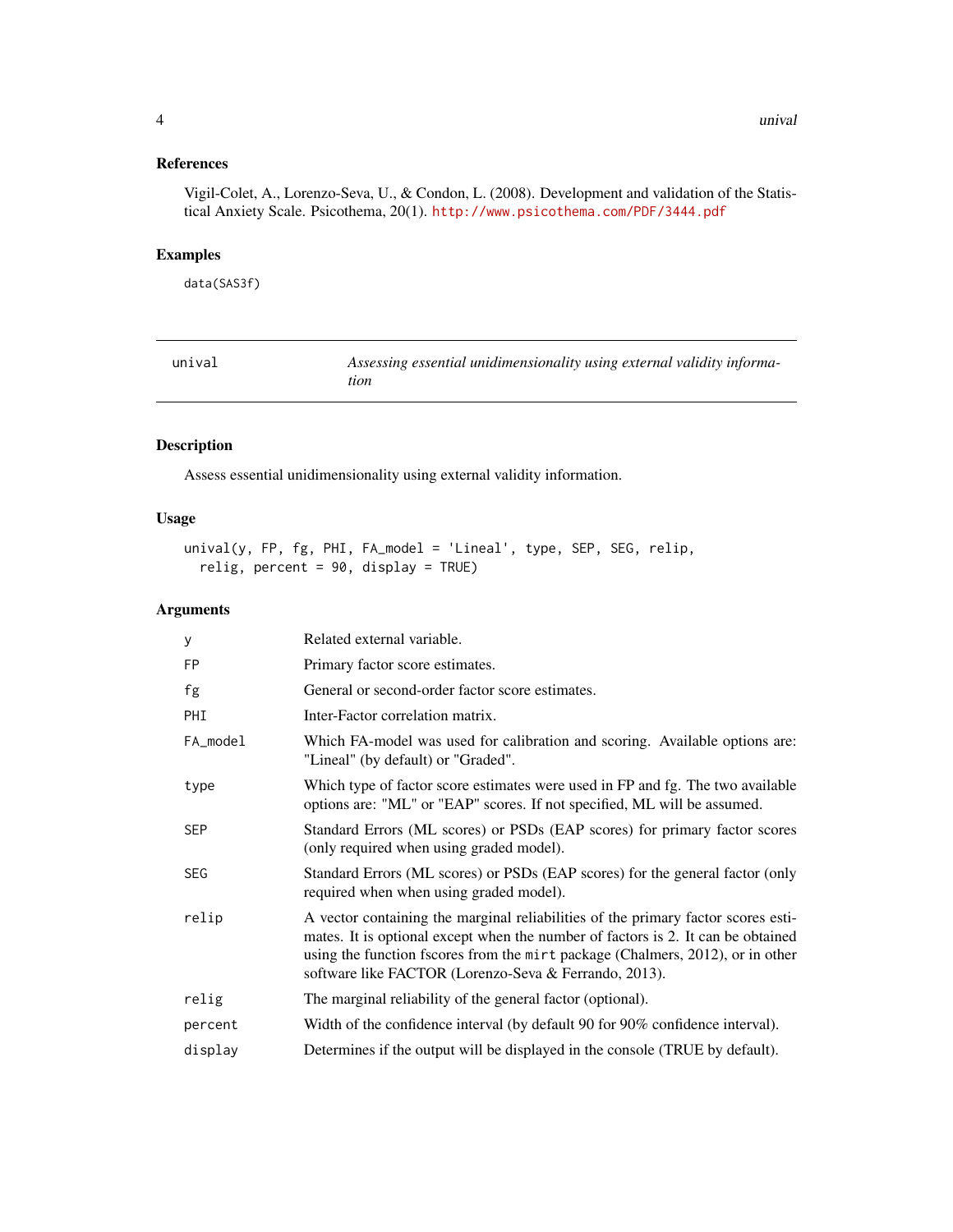## References

Vigil-Colet, A., Lorenzo-Seva, U., & Condon, L. (2008). Development and validation of the Statistical Anxiety Scale. Psicothema, 20(1). http://www.psicothema.com/PDF/3444.pdf

## Examples

```
data(SAS3f)
```

---

# unival — *Assessing essential unidimensionality using external validity information*

---

## Description

Assess essential unidimensionality using external validity information.

## Usage

```
unival(y, FP, fg, PHI, FA_model = 'Lineal', type, SEP, SEG, relip,
  relig, percent = 90, display = TRUE)
```

## Arguments

| | |
|---|---|
| `y` | Related external variable. |
| `FP` | Primary factor score estimates. |
| `fg` | General or second-order factor score estimates. |
| `PHI` | Inter-Factor correlation matrix. |
| `FA_model` | Which FA-model was used for calibration and scoring. Available options are: "Lineal" (by default) or "Graded". |
| `type` | Which type of factor score estimates were used in FP and fg. The two available options are: "ML" or "EAP" scores. If not specified, ML will be assumed. |
| `SEP` | Standard Errors (ML scores) or PSDs (EAP scores) for primary factor scores (only required when using graded model). |
| `SEG` | Standard Errors (ML scores) or PSDs (EAP scores) for the general factor (only required when when using graded model). |
| `relip` | A vector containing the marginal reliabilities of the primary factor scores estimates. It is optional except when the number of factors is 2. It can be obtained using the function fscores from the `mirt` package (Chalmers, 2012), or in other software like FACTOR (Lorenzo-Seva & Ferrando, 2013). |
| `relig` | The marginal reliability of the general factor (optional). |
| `percent` | Width of the confidence interval (by default 90 for 90% confidence interval). |
| `display` | Determines if the output will be displayed in the console (TRUE by default). |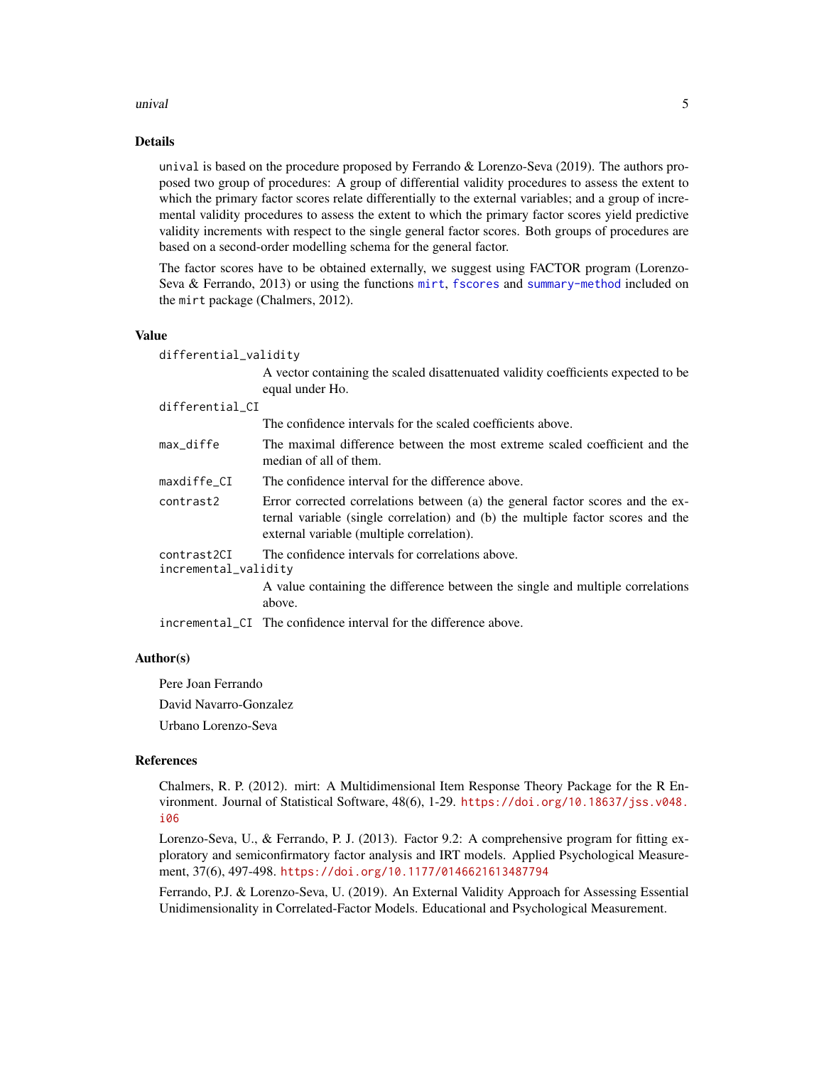## Details

`unival` is based on the procedure proposed by Ferrando & Lorenzo-Seva (2019). The authors proposed two group of procedures: A group of differential validity procedures to assess the extent to which the primary factor scores relate differentially to the external variables; and a group of incremental validity procedures to assess the extent to which the primary factor scores yield predictive validity increments with respect to the single general factor scores. Both groups of procedures are based on a second-order modelling schema for the general factor.

The factor scores have to be obtained externally, we suggest using FACTOR program (Lorenzo-Seva & Ferrando, 2013) or using the functions `mirt`, `fscores` and `summary-method` included on the `mirt` package (Chalmers, 2012).

## Value

`differential_validity`
: A vector containing the scaled disattenuated validity coefficients expected to be equal under Ho.

`differential_CI`
: The confidence intervals for the scaled coefficients above.

`max_diffe`
: The maximal difference between the most extreme scaled coefficient and the median of all of them.

`maxdiffe_CI`
: The confidence interval for the difference above.

`contrast2`
: Error corrected correlations between (a) the general factor scores and the external variable (single correlation) and (b) the multiple factor scores and the external variable (multiple correlation).

`contrast2CI`
: The confidence intervals for correlations above.

`incremental_validity`
: A value containing the difference between the single and multiple correlations above.

`incremental_CI`
: The confidence interval for the difference above.

## Author(s)

Pere Joan Ferrando

David Navarro-Gonzalez

Urbano Lorenzo-Seva

## References

Chalmers, R. P. (2012). mirt: A Multidimensional Item Response Theory Package for the R Environment. Journal of Statistical Software, 48(6), 1-29. https://doi.org/10.18637/jss.v048.i06

Lorenzo-Seva, U., & Ferrando, P. J. (2013). Factor 9.2: A comprehensive program for fitting exploratory and semiconfirmatory factor analysis and IRT models. Applied Psychological Measurement, 37(6), 497-498. https://doi.org/10.1177/0146621613487794

Ferrando, P.J. & Lorenzo-Seva, U. (2019). An External Validity Approach for Assessing Essential Unidimensionality in Correlated-Factor Models. Educational and Psychological Measurement.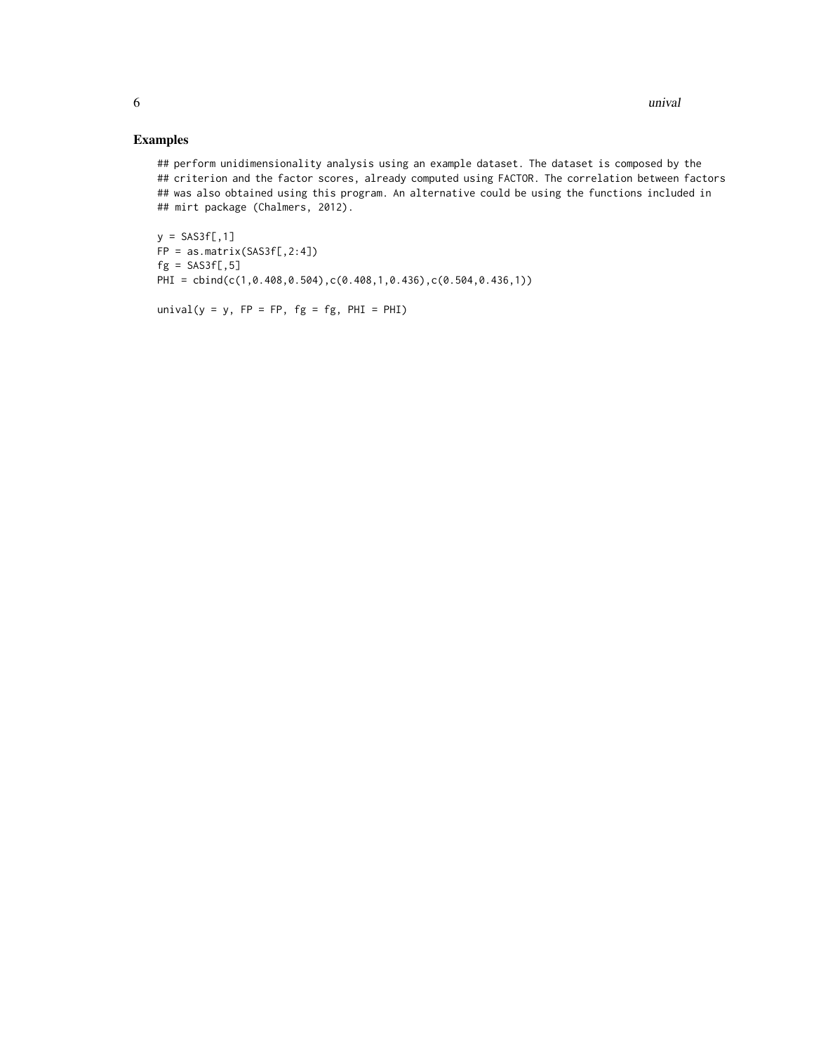## Examples

```
## perform unidimensionality analysis using an example dataset. The dataset is composed by the
## criterion and the factor scores, already computed using FACTOR. The correlation between factors
## was also obtained using this program. An alternative could be using the functions included in
## mirt package (Chalmers, 2012).

y = SAS3f[,1]
FP = as.matrix(SAS3f[,2:4])
fg = SAS3f[,5]
PHI = cbind(c(1,0.408,0.504),c(0.408,1,0.436),c(0.504,0.436,1))

unival(y = y, FP = FP, fg = fg, PHI = PHI)
```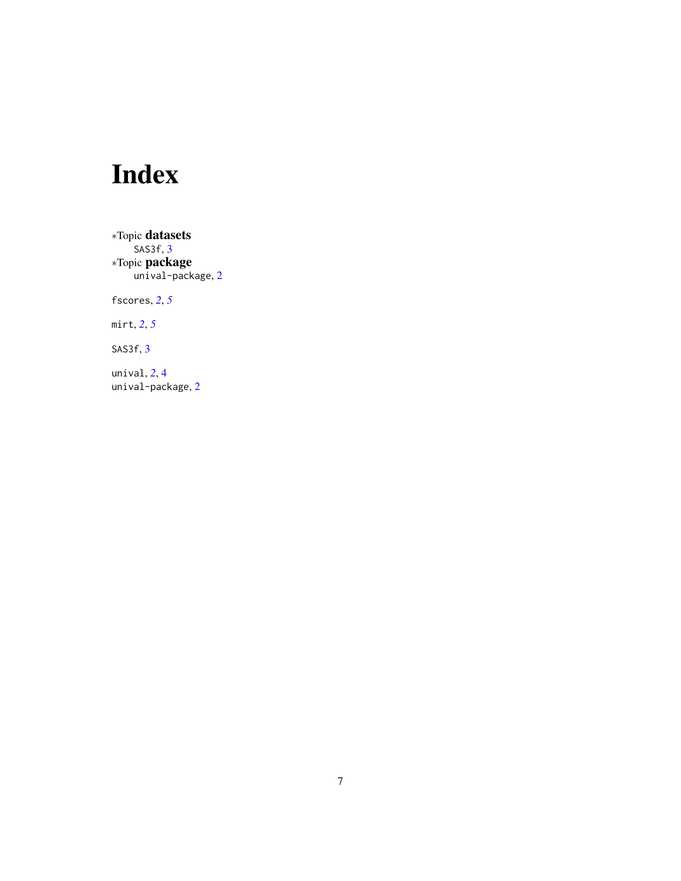# Index

*Topic **datasets**
    SAS3f, 3
*Topic **package**
    unival-package, 2

fscores, *2*, *5*

mirt, *2*, *5*

SAS3f, 3

unival, *2*, 4
unival-package, 2